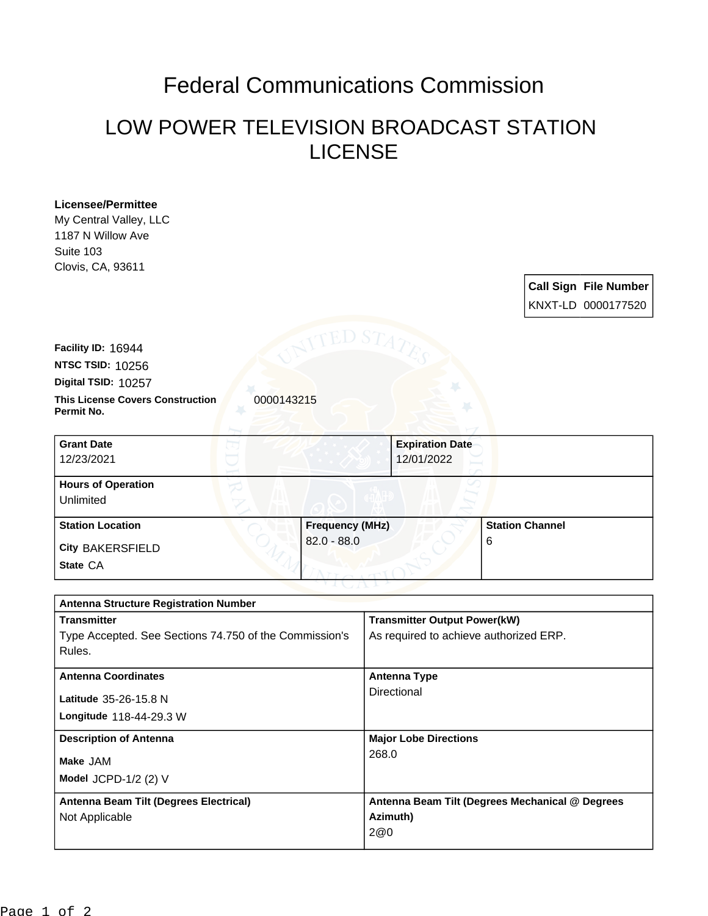# Federal Communications Commission

## LOW POWER TELEVISION BROADCAST STATION LICENSE

**Licensee/Permittee**
My Central Valley, LLC
1187 N Willow Ave
Suite 103
Clovis, CA, 93611

| Call Sign | File Number |
|---|---|
| KNXT-LD | 0000177520 |

**Facility ID:** 16944
**NTSC TSID:** 10256
**Digital TSID:** 10257
**This License Covers Construction Permit No.** 0000143215

| **Grant Date** | **Expiration Date** | |
|---|---|---|
| 12/23/2021 | 12/01/2022 | |
| **Hours of Operation** | | |
| Unlimited | | |
| **Station Location** | **Frequency (MHz)** | **Station Channel** |
| City BAKERSFIELD<br>State CA | 82.0 - 88.0 | 6 |

| **Antenna Structure Registration Number** | |
|---|---|
| **Transmitter**<br>Type Accepted. See Sections 74.750 of the Commission's Rules. | **Transmitter Output Power(kW)**<br>As required to achieve authorized ERP. |
| **Antenna Coordinates**<br>Latitude 35-26-15.8 N<br>Longitude 118-44-29.3 W | **Antenna Type**<br>Directional |
| **Description of Antenna**<br>Make JAM<br>Model JCPD-1/2 (2) V | **Major Lobe Directions**<br>268.0 |
| **Antenna Beam Tilt (Degrees Electrical)**<br>Not Applicable | **Antenna Beam Tilt (Degrees Mechanical @ Degrees Azimuth)**<br>2@0 |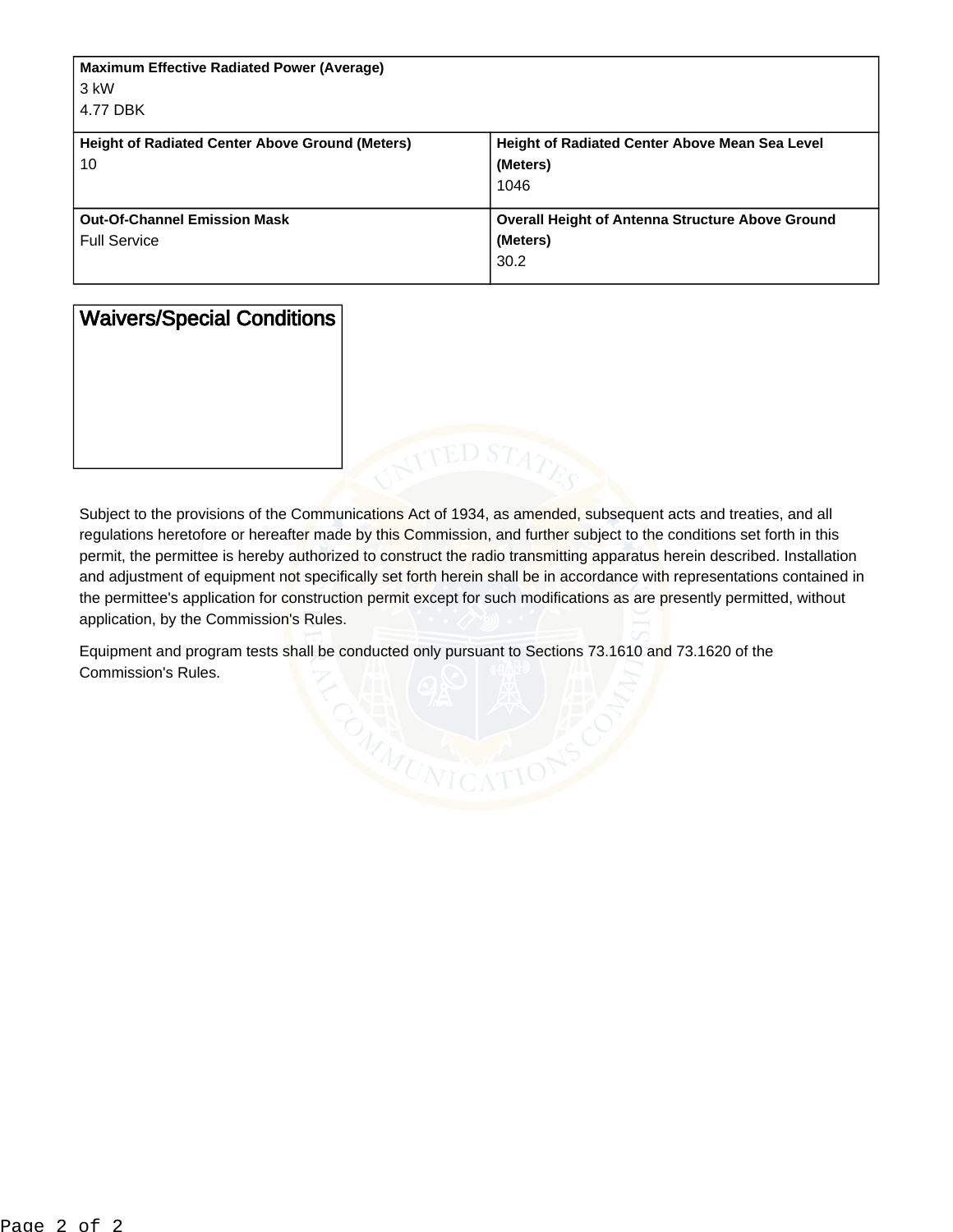| | |
|---|---|
| **Maximum Effective Radiated Power (Average)**<br>3 kW<br>4.77 DBK | |
| **Height of Radiated Center Above Ground (Meters)**<br>10 | **Height of Radiated Center Above Mean Sea Level (Meters)**<br>1046 |
| **Out-Of-Channel Emission Mask**<br>Full Service | **Overall Height of Antenna Structure Above Ground (Meters)**<br>30.2 |

## Waivers/Special Conditions

Subject to the provisions of the Communications Act of 1934, as amended, subsequent acts and treaties, and all regulations heretofore or hereafter made by this Commission, and further subject to the conditions set forth in this permit, the permittee is hereby authorized to construct the radio transmitting apparatus herein described. Installation and adjustment of equipment not specifically set forth herein shall be in accordance with representations contained in the permittee's application for construction permit except for such modifications as are presently permitted, without application, by the Commission's Rules.

Equipment and program tests shall be conducted only pursuant to Sections 73.1610 and 73.1620 of the Commission's Rules.